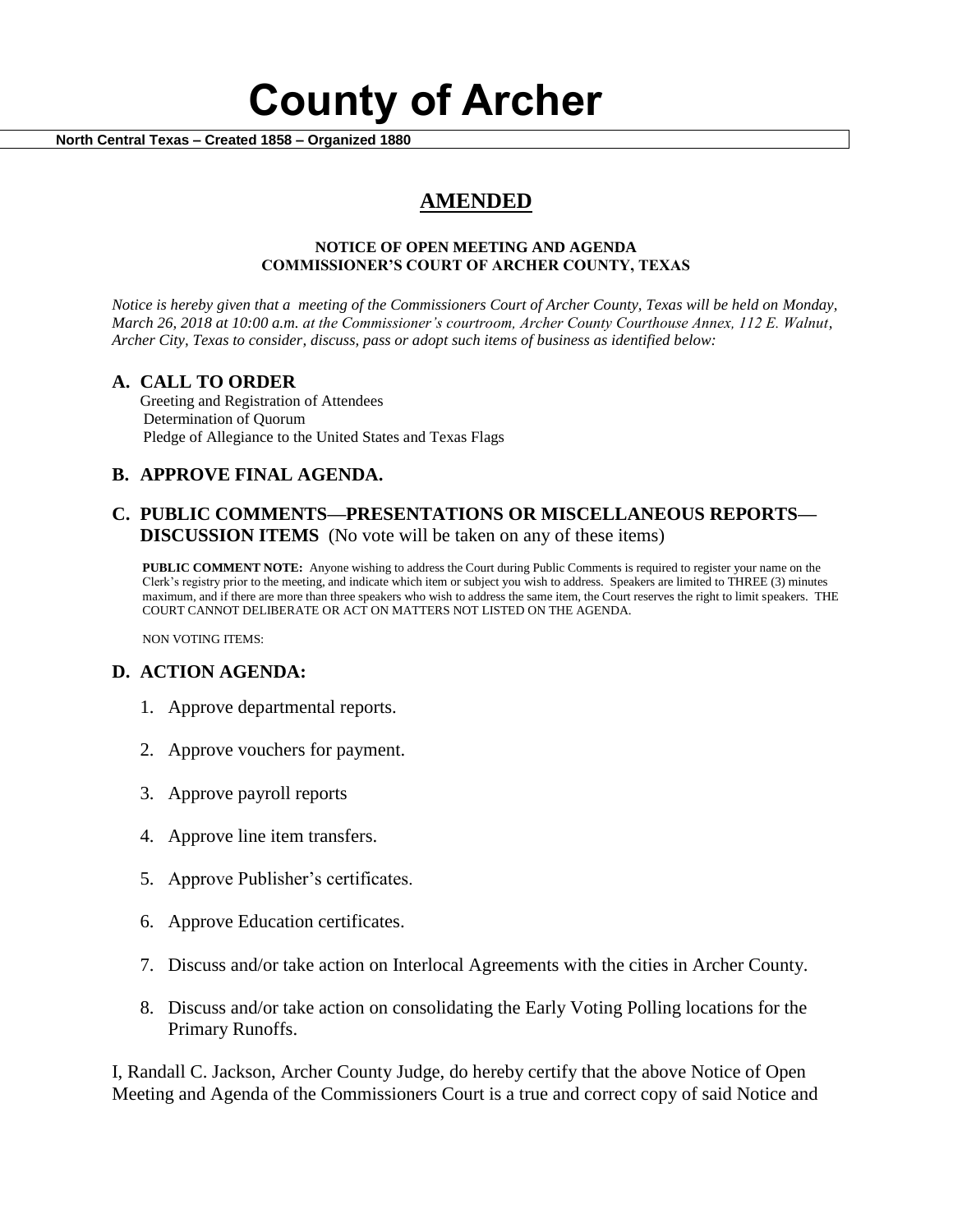# County of Archer

**North Central Texas – Created 1858 – Organized 1880**

## AMENDED

**NOTICE OF OPEN MEETING AND AGENDA**
**COMMISSIONER'S COURT OF ARCHER COUNTY, TEXAS**

*Notice is hereby given that a meeting of the Commissioners Court of Archer County, Texas will be held on Monday, March 26, 2018 at 10:00 a.m. at the Commissioner's courtroom, Archer County Courthouse Annex, 112 E. Walnut, Archer City, Texas to consider, discuss, pass or adopt such items of business as identified below:*

### A. CALL TO ORDER

Greeting and Registration of Attendees
Determination of Quorum
Pledge of Allegiance to the United States and Texas Flags

### B. APPROVE FINAL AGENDA.

### C. PUBLIC COMMENTS—PRESENTATIONS OR MISCELLANEOUS REPORTS—DISCUSSION ITEMS (No vote will be taken on any of these items)

**PUBLIC COMMENT NOTE:** Anyone wishing to address the Court during Public Comments is required to register your name on the Clerk's registry prior to the meeting, and indicate which item or subject you wish to address. Speakers are limited to THREE (3) minutes maximum, and if there are more than three speakers who wish to address the same item, the Court reserves the right to limit speakers. THE COURT CANNOT DELIBERATE OR ACT ON MATTERS NOT LISTED ON THE AGENDA.

NON VOTING ITEMS:

### D. ACTION AGENDA:

1. Approve departmental reports.
2. Approve vouchers for payment.
3. Approve payroll reports
4. Approve line item transfers.
5. Approve Publisher's certificates.
6. Approve Education certificates.
7. Discuss and/or take action on Interlocal Agreements with the cities in Archer County.
8. Discuss and/or take action on consolidating the Early Voting Polling locations for the Primary Runoffs.

I, Randall C. Jackson, Archer County Judge, do hereby certify that the above Notice of Open Meeting and Agenda of the Commissioners Court is a true and correct copy of said Notice and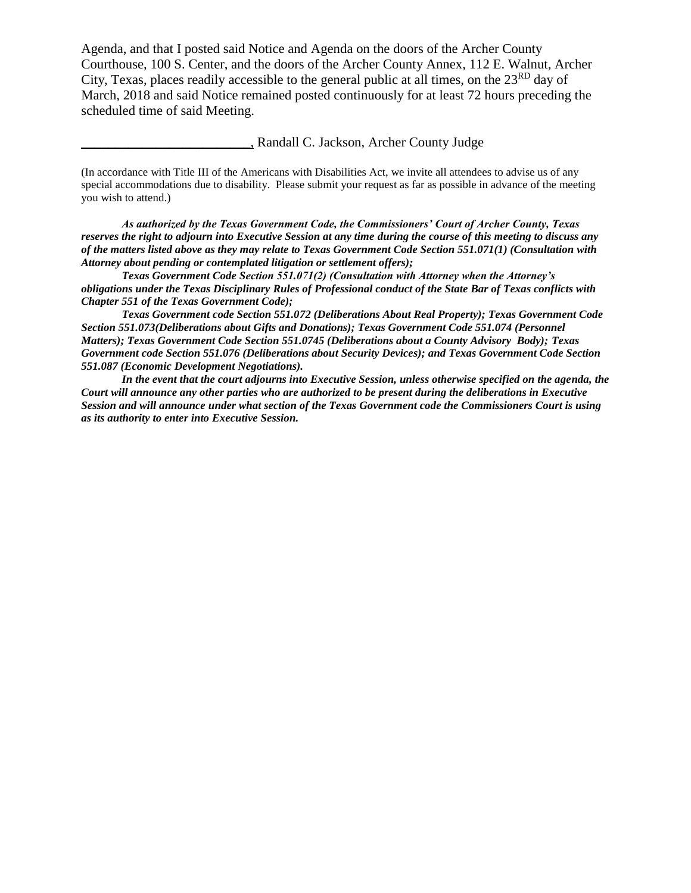Agenda, and that I posted said Notice and Agenda on the doors of the Archer County Courthouse, 100 S. Center, and the doors of the Archer County Annex, 112 E. Walnut, Archer City, Texas, places readily accessible to the general public at all times, on the 23[RD] day of March, 2018 and said Notice remained posted continuously for at least 72 hours preceding the scheduled time of said Meeting.

__________________________, Randall C. Jackson, Archer County Judge

(In accordance with Title III of the Americans with Disabilities Act, we invite all attendees to advise us of any special accommodations due to disability. Please submit your request as far as possible in advance of the meeting you wish to attend.)

***As authorized by the Texas Government Code, the Commissioners' Court of Archer County, Texas reserves the right to adjourn into Executive Session at any time during the course of this meeting to discuss any of the matters listed above as they may relate to Texas Government Code Section 551.071(1) (Consultation with Attorney about pending or contemplated litigation or settlement offers);***

***Texas Government Code Section 551.071(2) (Consultation with Attorney when the Attorney's obligations under the Texas Disciplinary Rules of Professional conduct of the State Bar of Texas conflicts with Chapter 551 of the Texas Government Code);***

***Texas Government code Section 551.072 (Deliberations About Real Property); Texas Government Code Section 551.073(Deliberations about Gifts and Donations); Texas Government Code 551.074 (Personnel Matters); Texas Government Code Section 551.0745 (Deliberations about a County Advisory Body); Texas Government code Section 551.076 (Deliberations about Security Devices); and Texas Government Code Section 551.087 (Economic Development Negotiations).***

***In the event that the court adjourns into Executive Session, unless otherwise specified on the agenda, the Court will announce any other parties who are authorized to be present during the deliberations in Executive Session and will announce under what section of the Texas Government code the Commissioners Court is using as its authority to enter into Executive Session.***